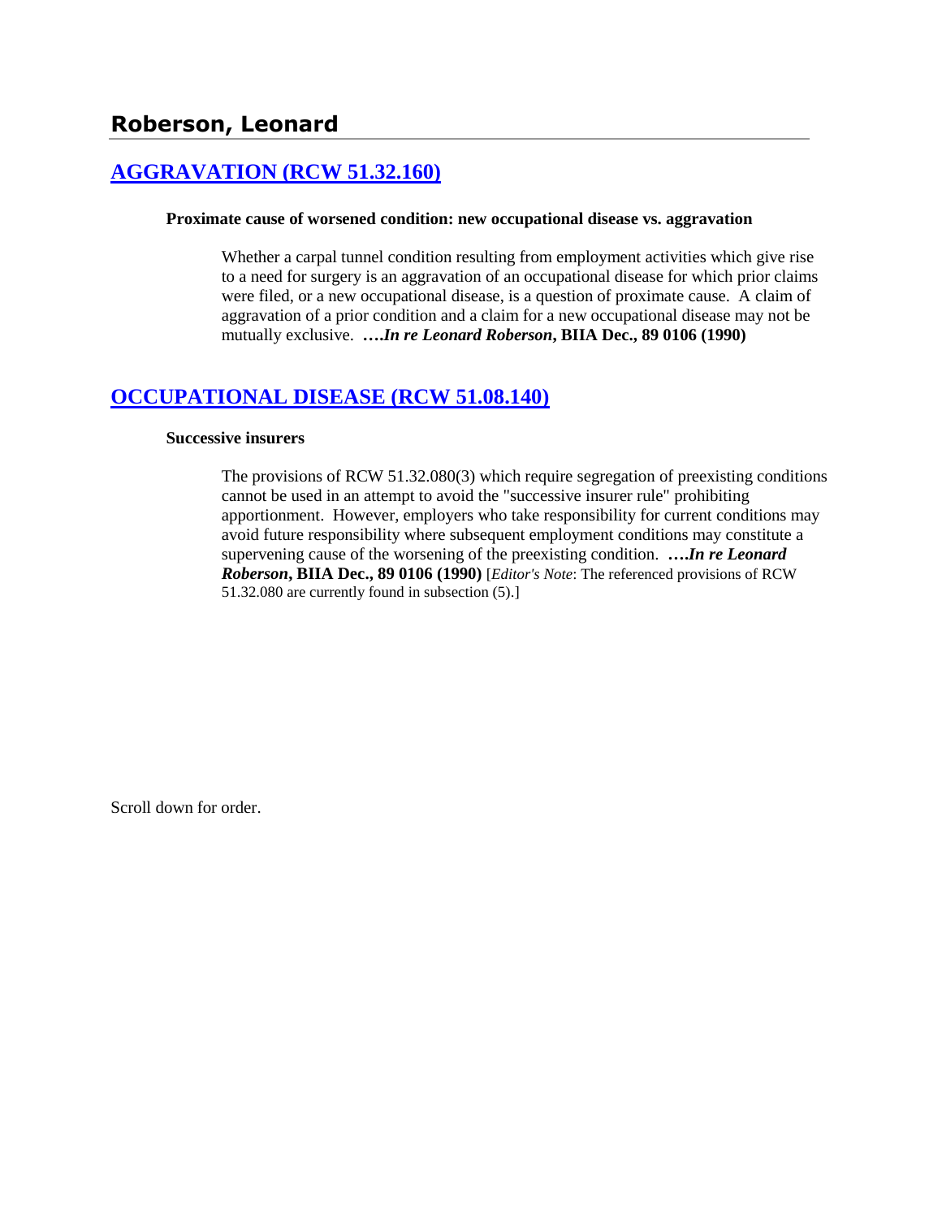## Roberson, Leonard

### [AGGRAVATION (RCW 51.32.160)]

**Proximate cause of worsened condition: new occupational disease vs. aggravation**

Whether a carpal tunnel condition resulting from employment activities which give rise to a need for surgery is an aggravation of an occupational disease for which prior claims were filed, or a new occupational disease, is a question of proximate cause. A claim of aggravation of a prior condition and a claim for a new occupational disease may not be mutually exclusive. **….*In re Leonard Roberson*, BIIA Dec., 89 0106 (1990)**

### [OCCUPATIONAL DISEASE (RCW 51.08.140)]

**Successive insurers**

The provisions of RCW 51.32.080(3) which require segregation of preexisting conditions cannot be used in an attempt to avoid the "successive insurer rule" prohibiting apportionment. However, employers who take responsibility for current conditions may avoid future responsibility where subsequent employment conditions may constitute a supervening cause of the worsening of the preexisting condition. **….*In re Leonard Roberson*, BIIA Dec., 89 0106 (1990)** [*Editor's Note*: The referenced provisions of RCW 51.32.080 are currently found in subsection (5).]

Scroll down for order.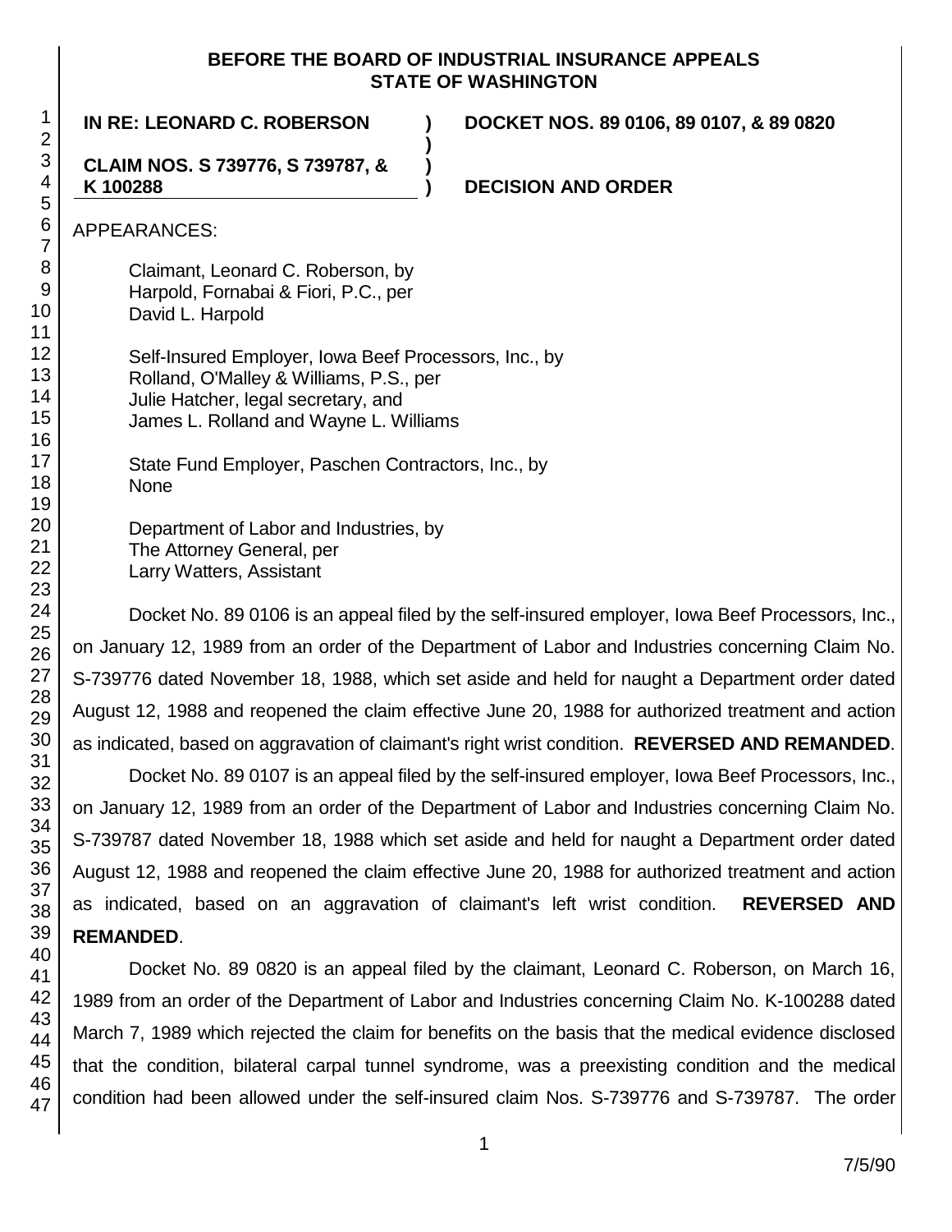**BEFORE THE BOARD OF INDUSTRIAL INSURANCE APPEALS**
**STATE OF WASHINGTON**

| | | |
|---|---|---|
| **IN RE: LEONARD C. ROBERSON** | **)** | **DOCKET NOS. 89 0106, 89 0107, & 89 0820** |
| | **)** | |
| **CLAIM NOS. S 739776, S 739787, & K 100288** | **)** | |
| | **)** | **DECISION AND ORDER** |

APPEARANCES:

Claimant, Leonard C. Roberson, by
Harpold, Fornabai & Fiori, P.C., per
David L. Harpold

Self-Insured Employer, Iowa Beef Processors, Inc., by
Rolland, O'Malley & Williams, P.S., per
Julie Hatcher, legal secretary, and
James L. Rolland and Wayne L. Williams

State Fund Employer, Paschen Contractors, Inc., by
None

Department of Labor and Industries, by
The Attorney General, per
Larry Watters, Assistant

Docket No. 89 0106 is an appeal filed by the self-insured employer, Iowa Beef Processors, Inc., on January 12, 1989 from an order of the Department of Labor and Industries concerning Claim No. S-739776 dated November 18, 1988, which set aside and held for naught a Department order dated August 12, 1988 and reopened the claim effective June 20, 1988 for authorized treatment and action as indicated, based on aggravation of claimant's right wrist condition. **REVERSED AND REMANDED**.

Docket No. 89 0107 is an appeal filed by the self-insured employer, Iowa Beef Processors, Inc., on January 12, 1989 from an order of the Department of Labor and Industries concerning Claim No. S-739787 dated November 18, 1988 which set aside and held for naught a Department order dated August 12, 1988 and reopened the claim effective June 20, 1988 for authorized treatment and action as indicated, based on an aggravation of claimant's left wrist condition. **REVERSED AND REMANDED**.

Docket No. 89 0820 is an appeal filed by the claimant, Leonard C. Roberson, on March 16, 1989 from an order of the Department of Labor and Industries concerning Claim No. K-100288 dated March 7, 1989 which rejected the claim for benefits on the basis that the medical evidence disclosed that the condition, bilateral carpal tunnel syndrome, was a preexisting condition and the medical condition had been allowed under the self-insured claim Nos. S-739776 and S-739787. The order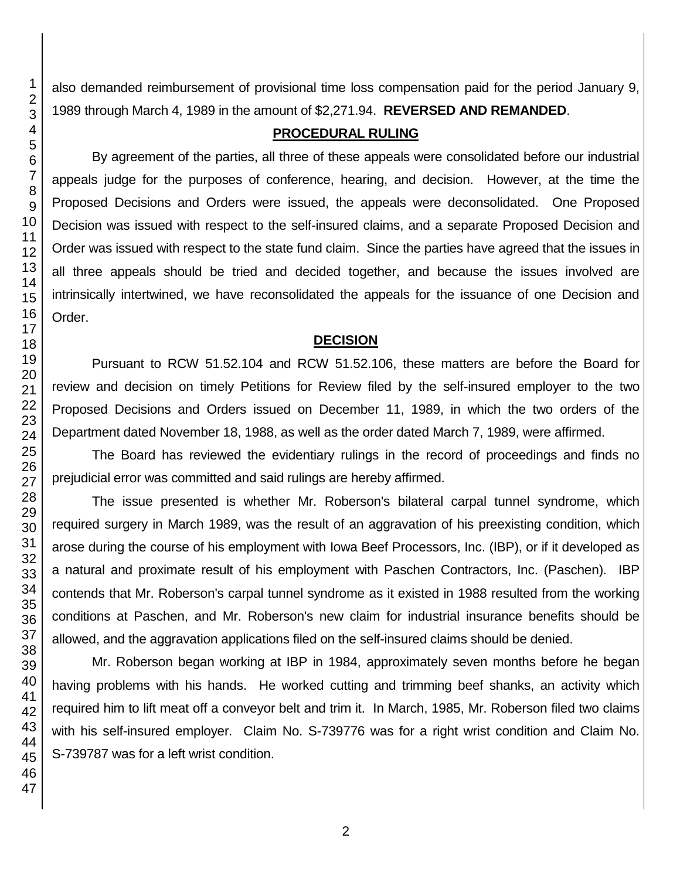also demanded reimbursement of provisional time loss compensation paid for the period January 9, 1989 through March 4, 1989 in the amount of $2,271.94. **REVERSED AND REMANDED**.

## PROCEDURAL RULING

By agreement of the parties, all three of these appeals were consolidated before our industrial appeals judge for the purposes of conference, hearing, and decision. However, at the time the Proposed Decisions and Orders were issued, the appeals were deconsolidated. One Proposed Decision was issued with respect to the self-insured claims, and a separate Proposed Decision and Order was issued with respect to the state fund claim. Since the parties have agreed that the issues in all three appeals should be tried and decided together, and because the issues involved are intrinsically intertwined, we have reconsolidated the appeals for the issuance of one Decision and Order.

## DECISION

Pursuant to RCW 51.52.104 and RCW 51.52.106, these matters are before the Board for review and decision on timely Petitions for Review filed by the self-insured employer to the two Proposed Decisions and Orders issued on December 11, 1989, in which the two orders of the Department dated November 18, 1988, as well as the order dated March 7, 1989, were affirmed.

The Board has reviewed the evidentiary rulings in the record of proceedings and finds no prejudicial error was committed and said rulings are hereby affirmed.

The issue presented is whether Mr. Roberson's bilateral carpal tunnel syndrome, which required surgery in March 1989, was the result of an aggravation of his preexisting condition, which arose during the course of his employment with Iowa Beef Processors, Inc. (IBP), or if it developed as a natural and proximate result of his employment with Paschen Contractors, Inc. (Paschen). IBP contends that Mr. Roberson's carpal tunnel syndrome as it existed in 1988 resulted from the working conditions at Paschen, and Mr. Roberson's new claim for industrial insurance benefits should be allowed, and the aggravation applications filed on the self-insured claims should be denied.

Mr. Roberson began working at IBP in 1984, approximately seven months before he began having problems with his hands. He worked cutting and trimming beef shanks, an activity which required him to lift meat off a conveyor belt and trim it. In March, 1985, Mr. Roberson filed two claims with his self-insured employer. Claim No. S-739776 was for a right wrist condition and Claim No. S-739787 was for a left wrist condition.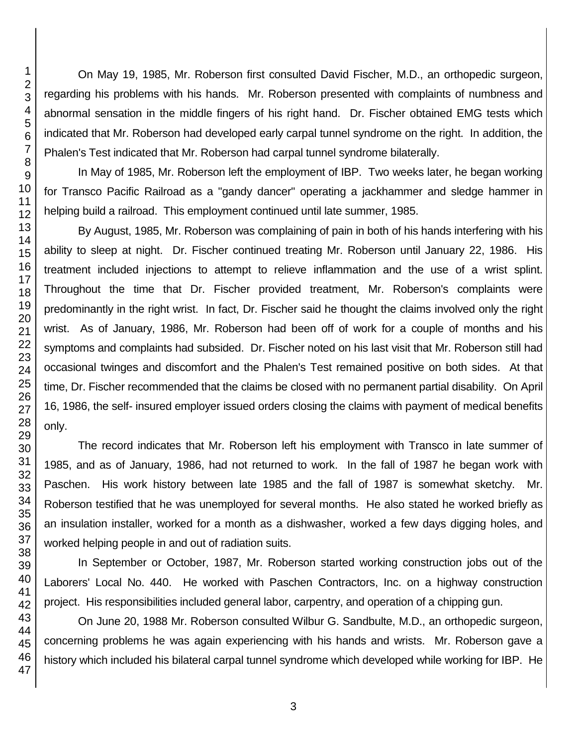On May 19, 1985, Mr. Roberson first consulted David Fischer, M.D., an orthopedic surgeon, regarding his problems with his hands. Mr. Roberson presented with complaints of numbness and abnormal sensation in the middle fingers of his right hand. Dr. Fischer obtained EMG tests which indicated that Mr. Roberson had developed early carpal tunnel syndrome on the right. In addition, the Phalen's Test indicated that Mr. Roberson had carpal tunnel syndrome bilaterally.

In May of 1985, Mr. Roberson left the employment of IBP. Two weeks later, he began working for Transco Pacific Railroad as a "gandy dancer" operating a jackhammer and sledge hammer in helping build a railroad. This employment continued until late summer, 1985.

By August, 1985, Mr. Roberson was complaining of pain in both of his hands interfering with his ability to sleep at night. Dr. Fischer continued treating Mr. Roberson until January 22, 1986. His treatment included injections to attempt to relieve inflammation and the use of a wrist splint. Throughout the time that Dr. Fischer provided treatment, Mr. Roberson's complaints were predominantly in the right wrist. In fact, Dr. Fischer said he thought the claims involved only the right wrist. As of January, 1986, Mr. Roberson had been off of work for a couple of months and his symptoms and complaints had subsided. Dr. Fischer noted on his last visit that Mr. Roberson still had occasional twinges and discomfort and the Phalen's Test remained positive on both sides. At that time, Dr. Fischer recommended that the claims be closed with no permanent partial disability. On April 16, 1986, the self- insured employer issued orders closing the claims with payment of medical benefits only.

The record indicates that Mr. Roberson left his employment with Transco in late summer of 1985, and as of January, 1986, had not returned to work. In the fall of 1987 he began work with Paschen. His work history between late 1985 and the fall of 1987 is somewhat sketchy. Mr. Roberson testified that he was unemployed for several months. He also stated he worked briefly as an insulation installer, worked for a month as a dishwasher, worked a few days digging holes, and worked helping people in and out of radiation suits.

In September or October, 1987, Mr. Roberson started working construction jobs out of the Laborers' Local No. 440. He worked with Paschen Contractors, Inc. on a highway construction project. His responsibilities included general labor, carpentry, and operation of a chipping gun.

On June 20, 1988 Mr. Roberson consulted Wilbur G. Sandbulte, M.D., an orthopedic surgeon, concerning problems he was again experiencing with his hands and wrists. Mr. Roberson gave a history which included his bilateral carpal tunnel syndrome which developed while working for IBP. He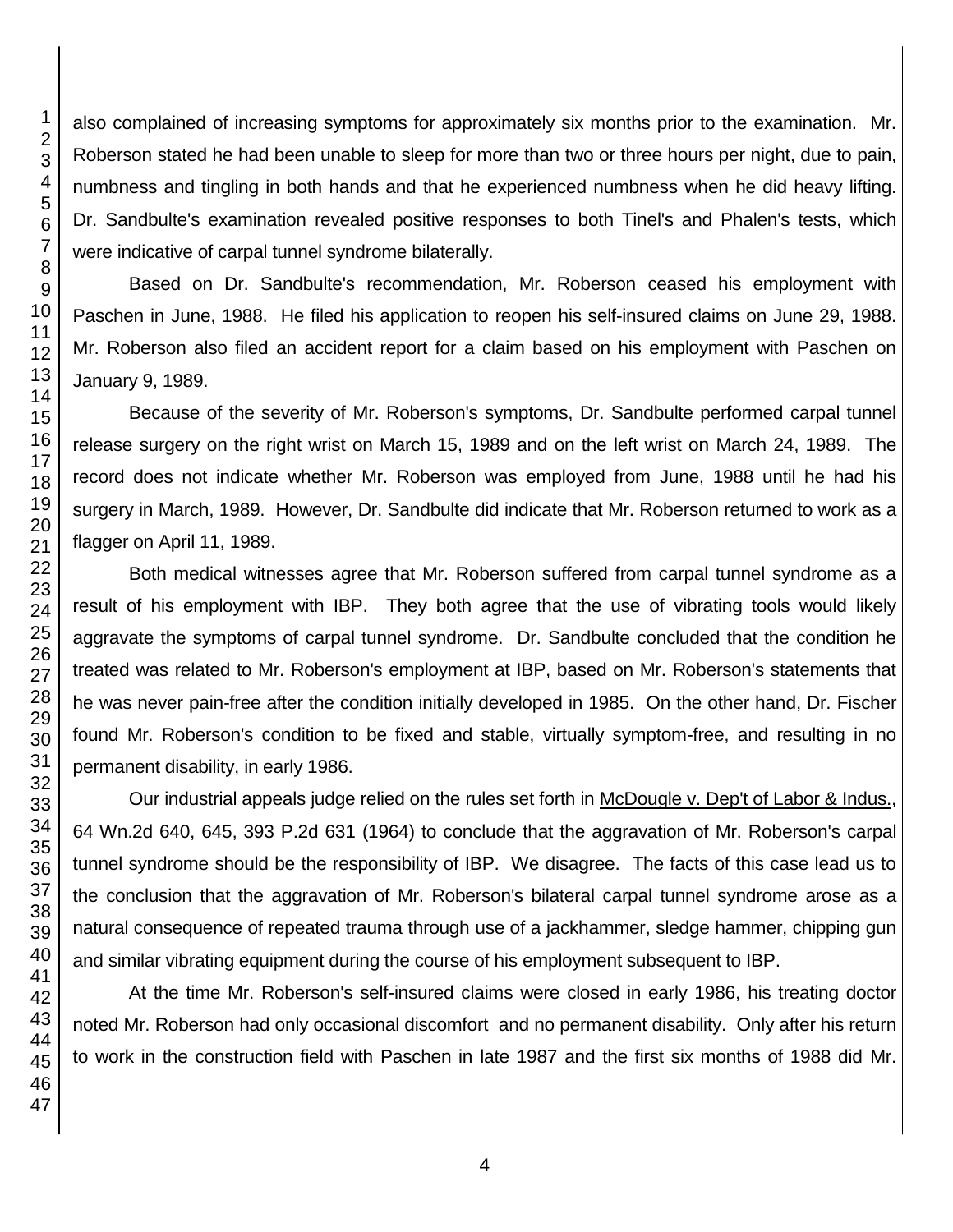also complained of increasing symptoms for approximately six months prior to the examination. Mr. Roberson stated he had been unable to sleep for more than two or three hours per night, due to pain, numbness and tingling in both hands and that he experienced numbness when he did heavy lifting. Dr. Sandbulte's examination revealed positive responses to both Tinel's and Phalen's tests, which were indicative of carpal tunnel syndrome bilaterally.

Based on Dr. Sandbulte's recommendation, Mr. Roberson ceased his employment with Paschen in June, 1988. He filed his application to reopen his self-insured claims on June 29, 1988. Mr. Roberson also filed an accident report for a claim based on his employment with Paschen on January 9, 1989.

Because of the severity of Mr. Roberson's symptoms, Dr. Sandbulte performed carpal tunnel release surgery on the right wrist on March 15, 1989 and on the left wrist on March 24, 1989. The record does not indicate whether Mr. Roberson was employed from June, 1988 until he had his surgery in March, 1989. However, Dr. Sandbulte did indicate that Mr. Roberson returned to work as a flagger on April 11, 1989.

Both medical witnesses agree that Mr. Roberson suffered from carpal tunnel syndrome as a result of his employment with IBP. They both agree that the use of vibrating tools would likely aggravate the symptoms of carpal tunnel syndrome. Dr. Sandbulte concluded that the condition he treated was related to Mr. Roberson's employment at IBP, based on Mr. Roberson's statements that he was never pain-free after the condition initially developed in 1985. On the other hand, Dr. Fischer found Mr. Roberson's condition to be fixed and stable, virtually symptom-free, and resulting in no permanent disability, in early 1986.

Our industrial appeals judge relied on the rules set forth in McDougle v. Dep't of Labor & Indus., 64 Wn.2d 640, 645, 393 P.2d 631 (1964) to conclude that the aggravation of Mr. Roberson's carpal tunnel syndrome should be the responsibility of IBP. We disagree. The facts of this case lead us to the conclusion that the aggravation of Mr. Roberson's bilateral carpal tunnel syndrome arose as a natural consequence of repeated trauma through use of a jackhammer, sledge hammer, chipping gun and similar vibrating equipment during the course of his employment subsequent to IBP.

At the time Mr. Roberson's self-insured claims were closed in early 1986, his treating doctor noted Mr. Roberson had only occasional discomfort and no permanent disability. Only after his return to work in the construction field with Paschen in late 1987 and the first six months of 1988 did Mr.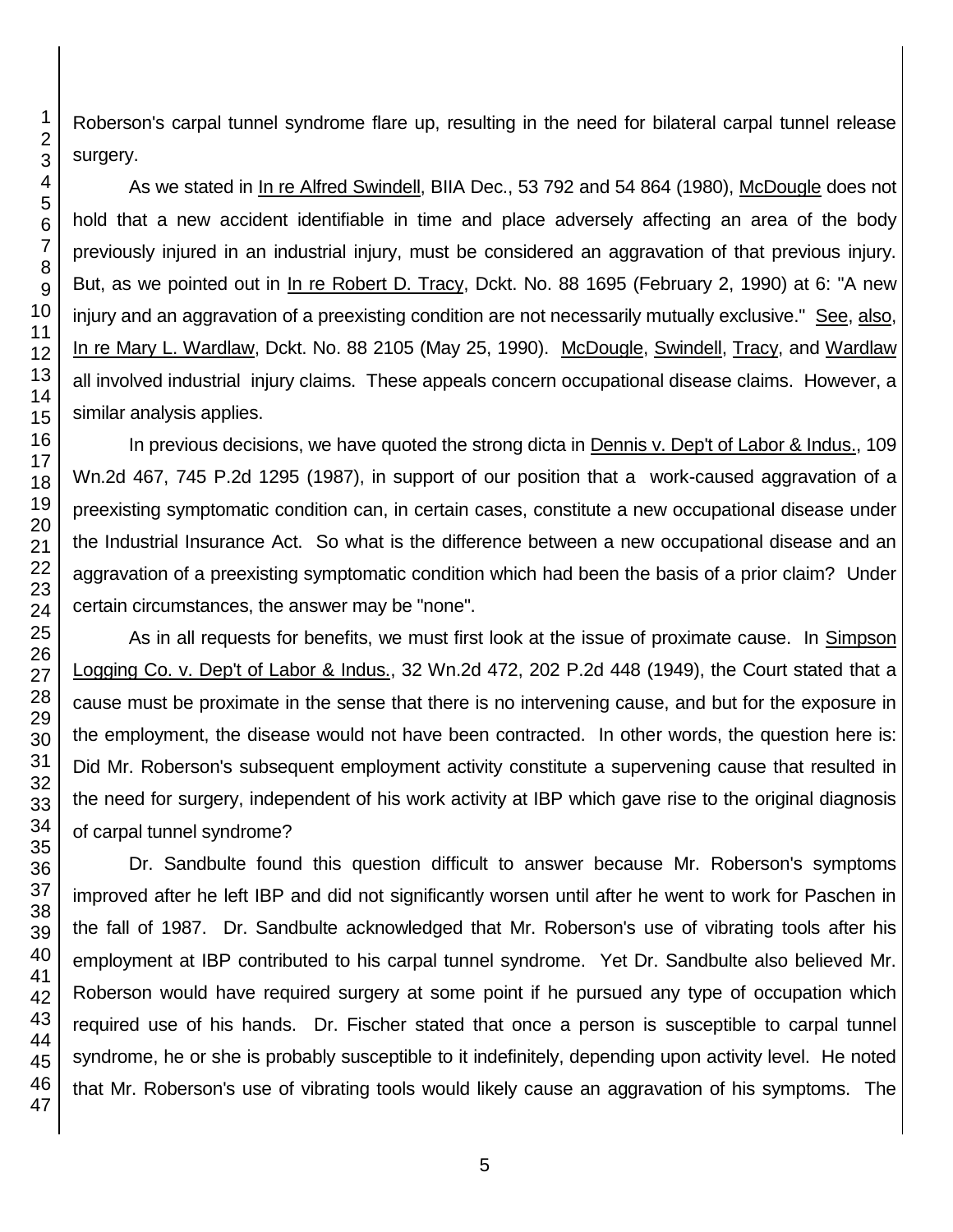Roberson's carpal tunnel syndrome flare up, resulting in the need for bilateral carpal tunnel release surgery.

As we stated in In re Alfred Swindell, BIIA Dec., 53 792 and 54 864 (1980), McDougle does not hold that a new accident identifiable in time and place adversely affecting an area of the body previously injured in an industrial injury, must be considered an aggravation of that previous injury. But, as we pointed out in In re Robert D. Tracy, Dckt. No. 88 1695 (February 2, 1990) at 6: "A new injury and an aggravation of a preexisting condition are not necessarily mutually exclusive." See, also, In re Mary L. Wardlaw, Dckt. No. 88 2105 (May 25, 1990). McDougle, Swindell, Tracy, and Wardlaw all involved industrial injury claims. These appeals concern occupational disease claims. However, a similar analysis applies.

In previous decisions, we have quoted the strong dicta in Dennis v. Dep't of Labor & Indus., 109 Wn.2d 467, 745 P.2d 1295 (1987), in support of our position that a work-caused aggravation of a preexisting symptomatic condition can, in certain cases, constitute a new occupational disease under the Industrial Insurance Act. So what is the difference between a new occupational disease and an aggravation of a preexisting symptomatic condition which had been the basis of a prior claim? Under certain circumstances, the answer may be "none".

As in all requests for benefits, we must first look at the issue of proximate cause. In Simpson Logging Co. v. Dep't of Labor & Indus., 32 Wn.2d 472, 202 P.2d 448 (1949), the Court stated that a cause must be proximate in the sense that there is no intervening cause, and but for the exposure in the employment, the disease would not have been contracted. In other words, the question here is: Did Mr. Roberson's subsequent employment activity constitute a supervening cause that resulted in the need for surgery, independent of his work activity at IBP which gave rise to the original diagnosis of carpal tunnel syndrome?

Dr. Sandbulte found this question difficult to answer because Mr. Roberson's symptoms improved after he left IBP and did not significantly worsen until after he went to work for Paschen in the fall of 1987. Dr. Sandbulte acknowledged that Mr. Roberson's use of vibrating tools after his employment at IBP contributed to his carpal tunnel syndrome. Yet Dr. Sandbulte also believed Mr. Roberson would have required surgery at some point if he pursued any type of occupation which required use of his hands. Dr. Fischer stated that once a person is susceptible to carpal tunnel syndrome, he or she is probably susceptible to it indefinitely, depending upon activity level. He noted that Mr. Roberson's use of vibrating tools would likely cause an aggravation of his symptoms. The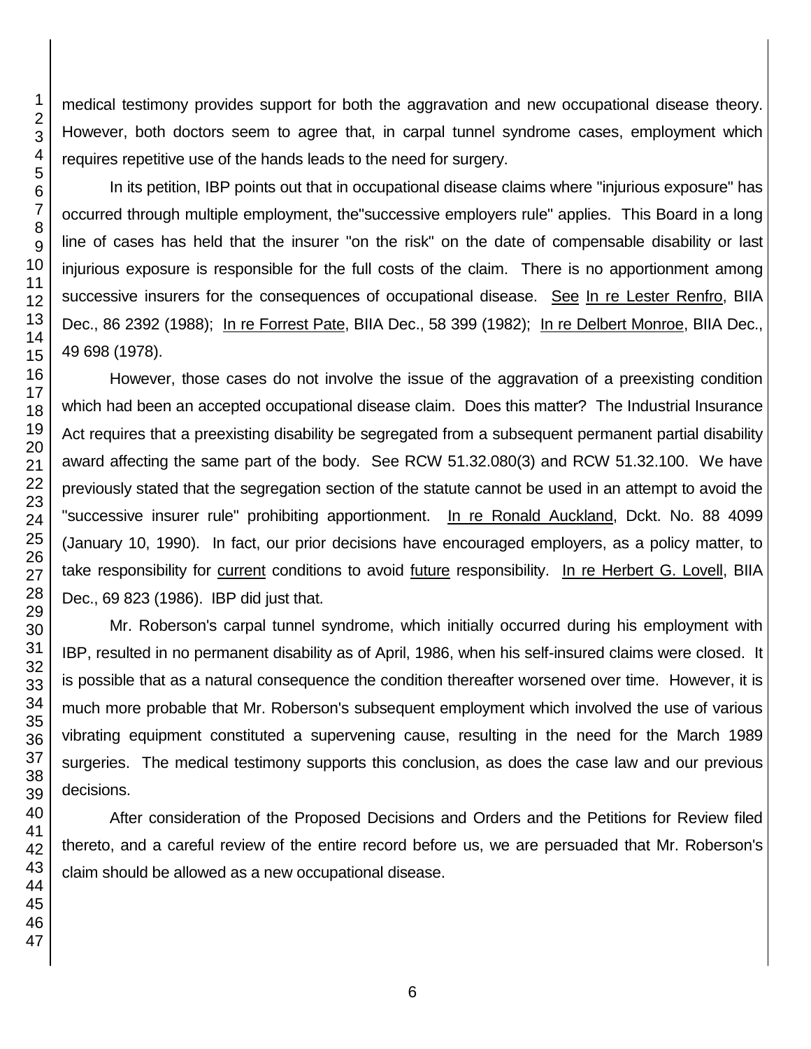medical testimony provides support for both the aggravation and new occupational disease theory. However, both doctors seem to agree that, in carpal tunnel syndrome cases, employment which requires repetitive use of the hands leads to the need for surgery.

In its petition, IBP points out that in occupational disease claims where "injurious exposure" has occurred through multiple employment, the"successive employers rule" applies. This Board in a long line of cases has held that the insurer "on the risk" on the date of compensable disability or last injurious exposure is responsible for the full costs of the claim. There is no apportionment among successive insurers for the consequences of occupational disease. See In re Lester Renfro, BIIA Dec., 86 2392 (1988); In re Forrest Pate, BIIA Dec., 58 399 (1982); In re Delbert Monroe, BIIA Dec., 49 698 (1978).

However, those cases do not involve the issue of the aggravation of a preexisting condition which had been an accepted occupational disease claim. Does this matter? The Industrial Insurance Act requires that a preexisting disability be segregated from a subsequent permanent partial disability award affecting the same part of the body. See RCW 51.32.080(3) and RCW 51.32.100. We have previously stated that the segregation section of the statute cannot be used in an attempt to avoid the "successive insurer rule" prohibiting apportionment. In re Ronald Auckland, Dckt. No. 88 4099 (January 10, 1990). In fact, our prior decisions have encouraged employers, as a policy matter, to take responsibility for current conditions to avoid future responsibility. In re Herbert G. Lovell, BIIA Dec., 69 823 (1986). IBP did just that.

Mr. Roberson's carpal tunnel syndrome, which initially occurred during his employment with IBP, resulted in no permanent disability as of April, 1986, when his self-insured claims were closed. It is possible that as a natural consequence the condition thereafter worsened over time. However, it is much more probable that Mr. Roberson's subsequent employment which involved the use of various vibrating equipment constituted a supervening cause, resulting in the need for the March 1989 surgeries. The medical testimony supports this conclusion, as does the case law and our previous decisions.

After consideration of the Proposed Decisions and Orders and the Petitions for Review filed thereto, and a careful review of the entire record before us, we are persuaded that Mr. Roberson's claim should be allowed as a new occupational disease.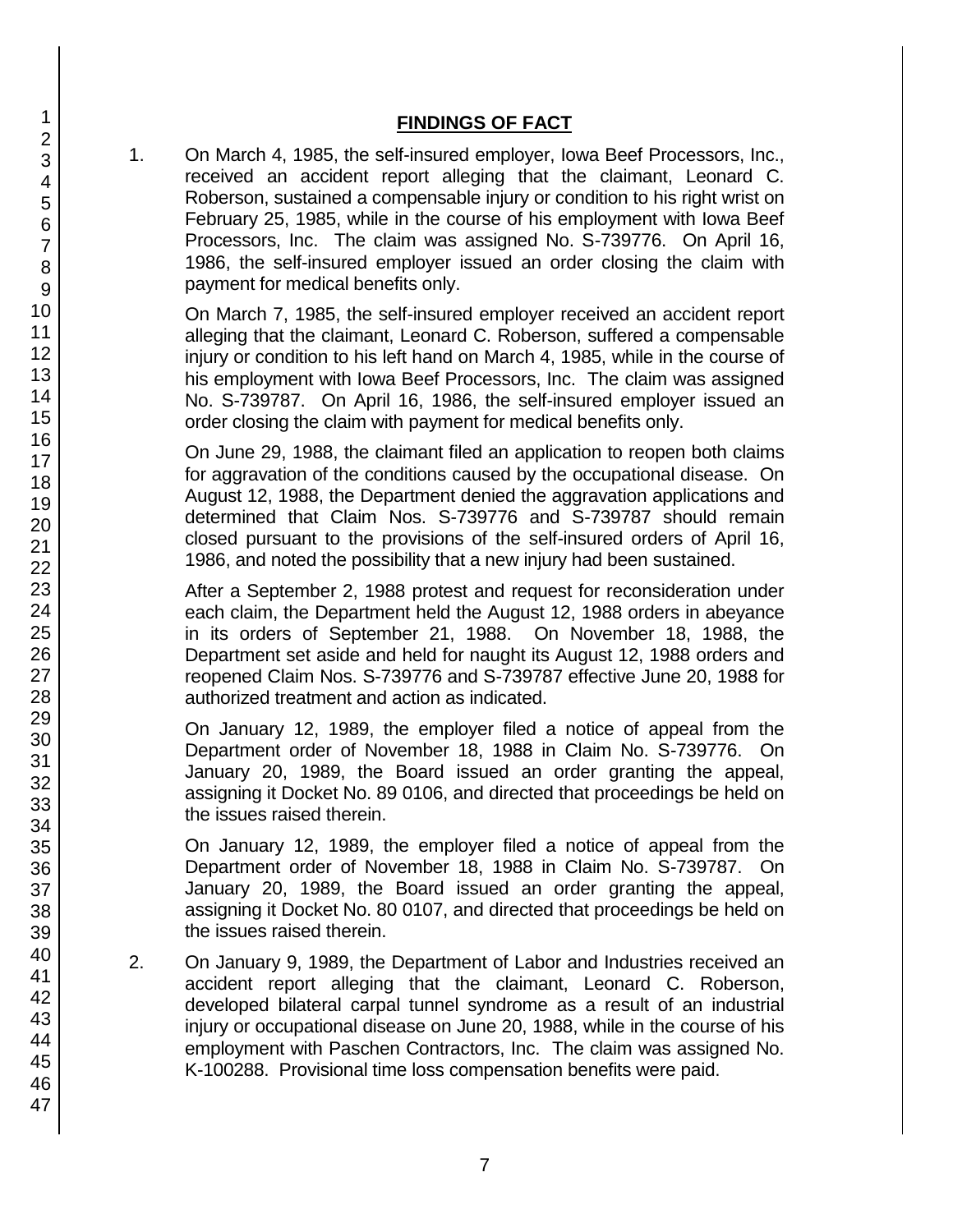## FINDINGS OF FACT

1. On March 4, 1985, the self-insured employer, Iowa Beef Processors, Inc., received an accident report alleging that the claimant, Leonard C. Roberson, sustained a compensable injury or condition to his right wrist on February 25, 1985, while in the course of his employment with Iowa Beef Processors, Inc. The claim was assigned No. S-739776. On April 16, 1986, the self-insured employer issued an order closing the claim with payment for medical benefits only.

   On March 7, 1985, the self-insured employer received an accident report alleging that the claimant, Leonard C. Roberson, suffered a compensable injury or condition to his left hand on March 4, 1985, while in the course of his employment with Iowa Beef Processors, Inc. The claim was assigned No. S-739787. On April 16, 1986, the self-insured employer issued an order closing the claim with payment for medical benefits only.

   On June 29, 1988, the claimant filed an application to reopen both claims for aggravation of the conditions caused by the occupational disease. On August 12, 1988, the Department denied the aggravation applications and determined that Claim Nos. S-739776 and S-739787 should remain closed pursuant to the provisions of the self-insured orders of April 16, 1986, and noted the possibility that a new injury had been sustained.

   After a September 2, 1988 protest and request for reconsideration under each claim, the Department held the August 12, 1988 orders in abeyance in its orders of September 21, 1988. On November 18, 1988, the Department set aside and held for naught its August 12, 1988 orders and reopened Claim Nos. S-739776 and S-739787 effective June 20, 1988 for authorized treatment and action as indicated.

   On January 12, 1989, the employer filed a notice of appeal from the Department order of November 18, 1988 in Claim No. S-739776. On January 20, 1989, the Board issued an order granting the appeal, assigning it Docket No. 89 0106, and directed that proceedings be held on the issues raised therein.

   On January 12, 1989, the employer filed a notice of appeal from the Department order of November 18, 1988 in Claim No. S-739787. On January 20, 1989, the Board issued an order granting the appeal, assigning it Docket No. 80 0107, and directed that proceedings be held on the issues raised therein.

2. On January 9, 1989, the Department of Labor and Industries received an accident report alleging that the claimant, Leonard C. Roberson, developed bilateral carpal tunnel syndrome as a result of an industrial injury or occupational disease on June 20, 1988, while in the course of his employment with Paschen Contractors, Inc. The claim was assigned No. K-100288. Provisional time loss compensation benefits were paid.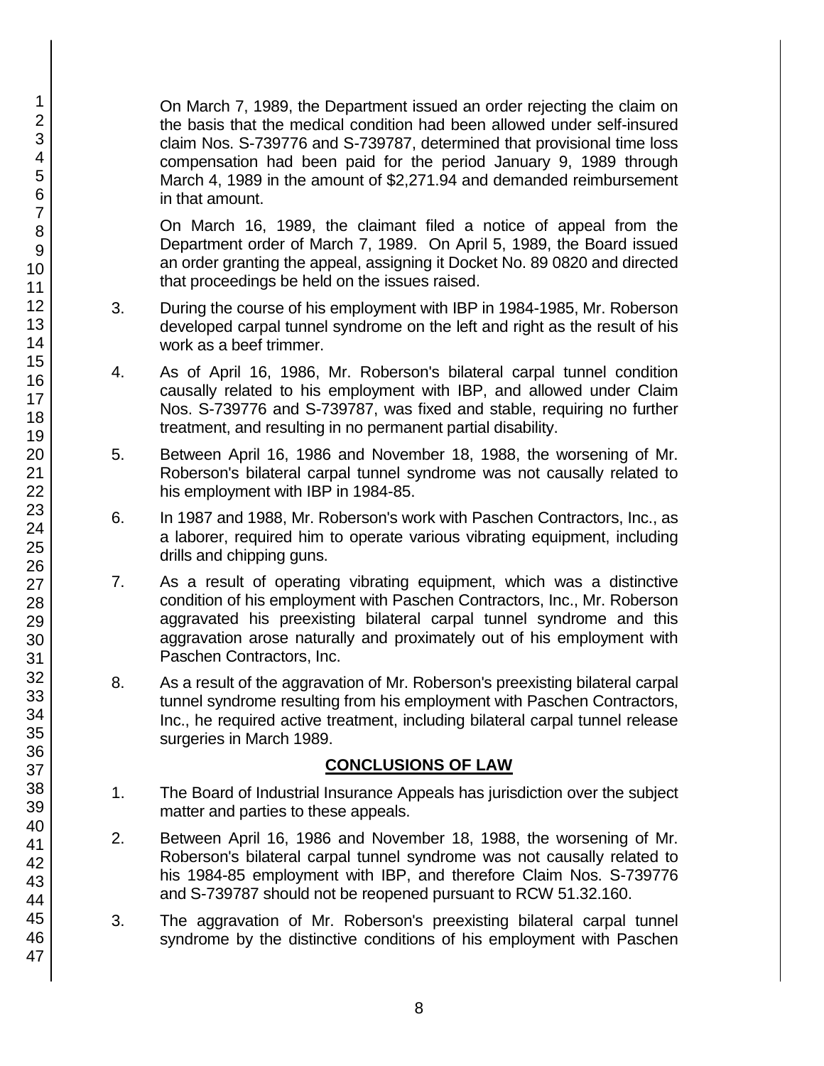On March 7, 1989, the Department issued an order rejecting the claim on the basis that the medical condition had been allowed under self-insured claim Nos. S-739776 and S-739787, determined that provisional time loss compensation had been paid for the period January 9, 1989 through March 4, 1989 in the amount of $2,271.94 and demanded reimbursement in that amount.

On March 16, 1989, the claimant filed a notice of appeal from the Department order of March 7, 1989. On April 5, 1989, the Board issued an order granting the appeal, assigning it Docket No. 89 0820 and directed that proceedings be held on the issues raised.

3. During the course of his employment with IBP in 1984-1985, Mr. Roberson developed carpal tunnel syndrome on the left and right as the result of his work as a beef trimmer.

4. As of April 16, 1986, Mr. Roberson's bilateral carpal tunnel condition causally related to his employment with IBP, and allowed under Claim Nos. S-739776 and S-739787, was fixed and stable, requiring no further treatment, and resulting in no permanent partial disability.

5. Between April 16, 1986 and November 18, 1988, the worsening of Mr. Roberson's bilateral carpal tunnel syndrome was not causally related to his employment with IBP in 1984-85.

6. In 1987 and 1988, Mr. Roberson's work with Paschen Contractors, Inc., as a laborer, required him to operate various vibrating equipment, including drills and chipping guns.

7. As a result of operating vibrating equipment, which was a distinctive condition of his employment with Paschen Contractors, Inc., Mr. Roberson aggravated his preexisting bilateral carpal tunnel syndrome and this aggravation arose naturally and proximately out of his employment with Paschen Contractors, Inc.

8. As a result of the aggravation of Mr. Roberson's preexisting bilateral carpal tunnel syndrome resulting from his employment with Paschen Contractors, Inc., he required active treatment, including bilateral carpal tunnel release surgeries in March 1989.

## CONCLUSIONS OF LAW

1. The Board of Industrial Insurance Appeals has jurisdiction over the subject matter and parties to these appeals.

2. Between April 16, 1986 and November 18, 1988, the worsening of Mr. Roberson's bilateral carpal tunnel syndrome was not causally related to his 1984-85 employment with IBP, and therefore Claim Nos. S-739776 and S-739787 should not be reopened pursuant to RCW 51.32.160.

3. The aggravation of Mr. Roberson's preexisting bilateral carpal tunnel syndrome by the distinctive conditions of his employment with Paschen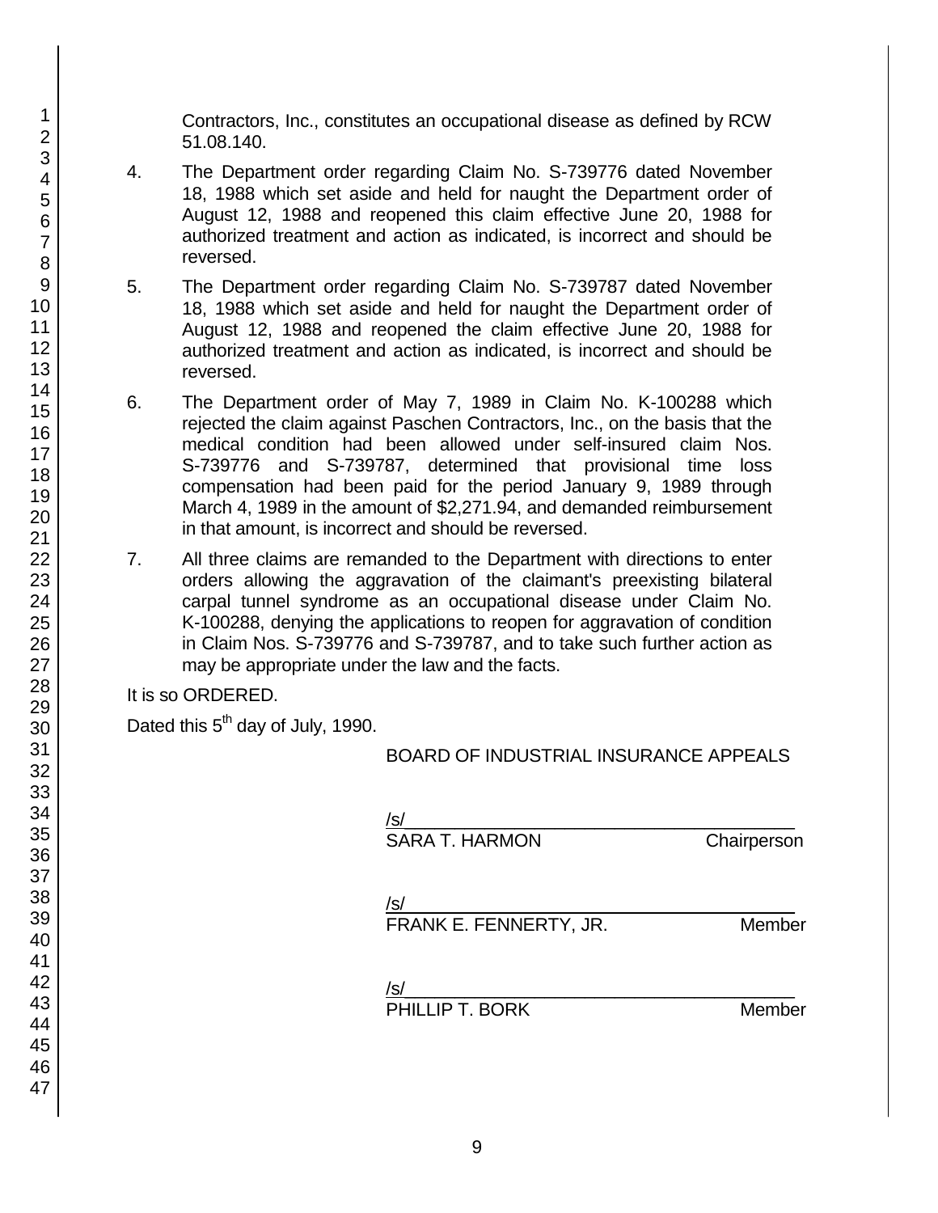Contractors, Inc., constitutes an occupational disease as defined by RCW 51.08.140.

4. The Department order regarding Claim No. S-739776 dated November 18, 1988 which set aside and held for naught the Department order of August 12, 1988 and reopened this claim effective June 20, 1988 for authorized treatment and action as indicated, is incorrect and should be reversed.

5. The Department order regarding Claim No. S-739787 dated November 18, 1988 which set aside and held for naught the Department order of August 12, 1988 and reopened the claim effective June 20, 1988 for authorized treatment and action as indicated, is incorrect and should be reversed.

6. The Department order of May 7, 1989 in Claim No. K-100288 which rejected the claim against Paschen Contractors, Inc., on the basis that the medical condition had been allowed under self-insured claim Nos. S-739776 and S-739787, determined that provisional time loss compensation had been paid for the period January 9, 1989 through March 4, 1989 in the amount of $2,271.94, and demanded reimbursement in that amount, is incorrect and should be reversed.

7. All three claims are remanded to the Department with directions to enter orders allowing the aggravation of the claimant's preexisting bilateral carpal tunnel syndrome as an occupational disease under Claim No. K-100288, denying the applications to reopen for aggravation of condition in Claim Nos. S-739776 and S-739787, and to take such further action as may be appropriate under the law and the facts.

It is so ORDERED.

Dated this 5th day of July, 1990.

BOARD OF INDUSTRIAL INSURANCE APPEALS

/s/
SARA T. HARMON Chairperson

/s/
FRANK E. FENNERTY, JR. Member

/s/
PHILLIP T. BORK Member